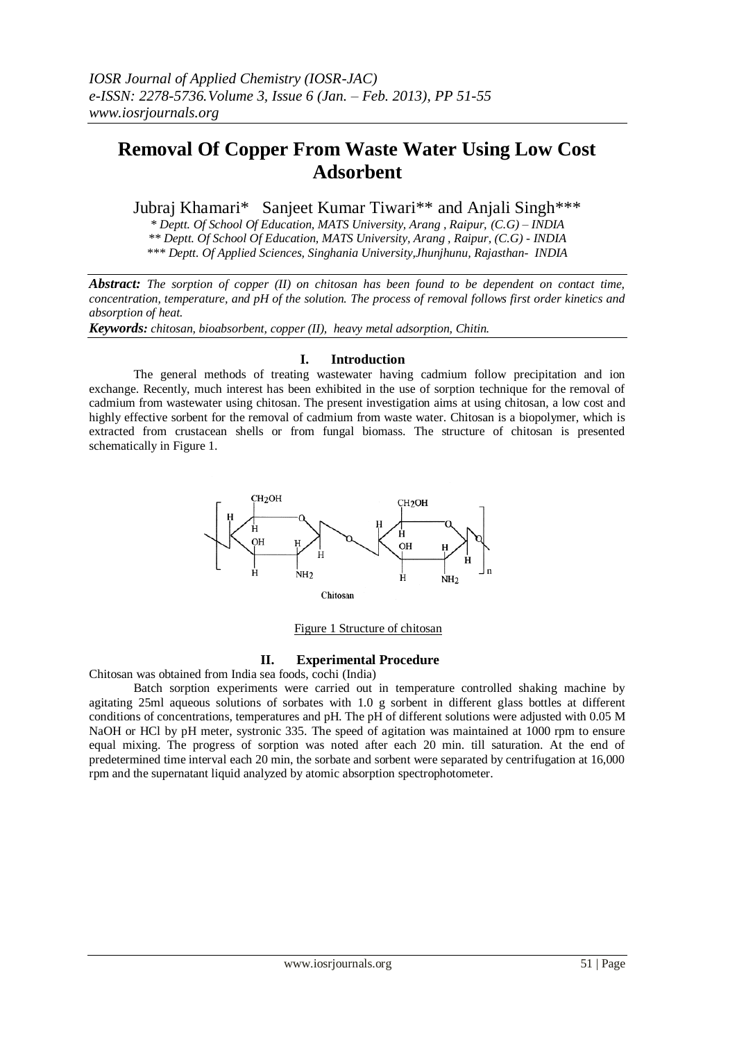# Removal Of Copper From Waste Water Using Low Cost Adsorbent

Jubraj Khamari* Sanjeet Kumar Tiwari** and Anjali Singh***

*\* Deptt. Of School Of Education, MATS University, Arang , Raipur, (C.G) – INDIA*
*\*\* Deptt. Of School Of Education, MATS University, Arang , Raipur, (C.G) - INDIA*
*\*\*\* Deptt. Of Applied Sciences, Singhania University,Jhunjhunu, Rajasthan- INDIA*

***Abstract:*** *The sorption of copper (II) on chitosan has been found to be dependent on contact time, concentration, temperature, and pH of the solution. The process of removal follows first order kinetics and absorption of heat.*

***Keywords:*** *chitosan, bioabsorbent, copper (II), heavy metal adsorption, Chitin.*

## I. Introduction

The general methods of treating wastewater having cadmium follow precipitation and ion exchange. Recently, much interest has been exhibited in the use of sorption technique for the removal of cadmium from wastewater using chitosan. The present investigation aims at using chitosan, a low cost and highly effective sorbent for the removal of cadmium from waste water. Chitosan is a biopolymer, which is extracted from crustacean shells or from fungal biomass. The structure of chitosan is presented schematically in Figure 1.

Chitosan

Figure 1 Structure of chitosan

## II. Experimental Procedure

Chitosan was obtained from India sea foods, cochi (India)

Batch sorption experiments were carried out in temperature controlled shaking machine by agitating 25ml aqueous solutions of sorbates with 1.0 g sorbent in different glass bottles at different conditions of concentrations, temperatures and pH. The pH of different solutions were adjusted with 0.05 M NaOH or HCl by pH meter, systronic 335. The speed of agitation was maintained at 1000 rpm to ensure equal mixing. The progress of sorption was noted after each 20 min. till saturation. At the end of predetermined time interval each 20 min, the sorbate and sorbent were separated by centrifugation at 16,000 rpm and the supernatant liquid analyzed by atomic absorption spectrophotometer.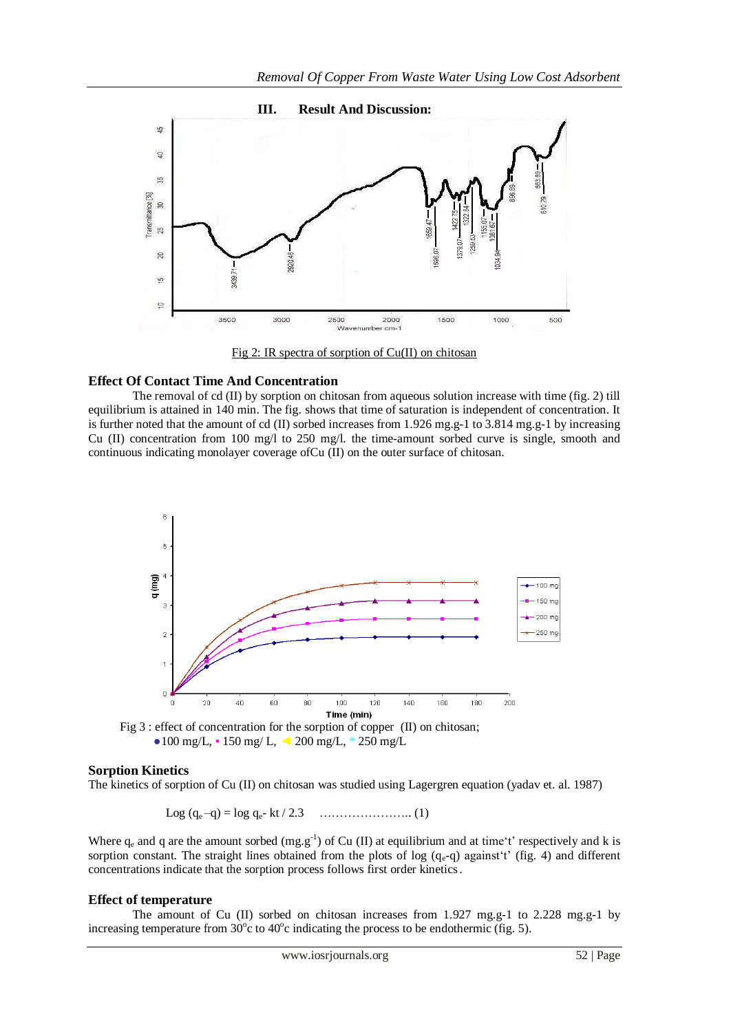## III. Result And Discussion:

Fig 2: IR spectra of sorption of Cu(II) on chitosan

### Effect Of Contact Time And Concentration

The removal of cd (II) by sorption on chitosan from aqueous solution increase with time (fig. 2) till equilibrium is attained in 140 min. The fig. shows that time of saturation is independent of concentration. It is further noted that the amount of cd (II) sorbed increases from 1.926 mg.g-1 to 3.814 mg.g-1 by increasing Cu (II) concentration from 100 mg/l to 250 mg/l. the time-amount sorbed curve is single, smooth and continuous indicating monolayer coverage ofCu (II) on the outer surface of chitosan.

Fig 3 : effect of concentration for the sorption of copper (II) on chitosan; ●100 mg/L, ▪ 150 mg/ L, ◄ 200 mg/L, * 250 mg/L

### Sorption Kinetics

The kinetics of sorption of Cu (II) on chitosan was studied using Lagergren equation (yadav et. al. 1987)

$$\text{Log } (q_e - q) = \log q_e - kt / 2.3 \quad \ldots\ldots\ldots\ldots\ldots\ldots\ldots (1)$$

Where $q_e$ and q are the amount sorbed ($mg.g^{-1}$) of Cu (II) at equilibrium and at time't' respectively and k is sorption constant. The straight lines obtained from the plots of log ($q_e$-q) against't' (fig. 4) and different concentrations indicate that the sorption process follows first order kinetics.

### Effect of temperature

The amount of Cu (II) sorbed on chitosan increases from 1.927 mg.g-1 to 2.228 mg.g-1 by increasing temperature from $30^oc$ to $40^oc$ indicating the process to be endothermic (fig. 5).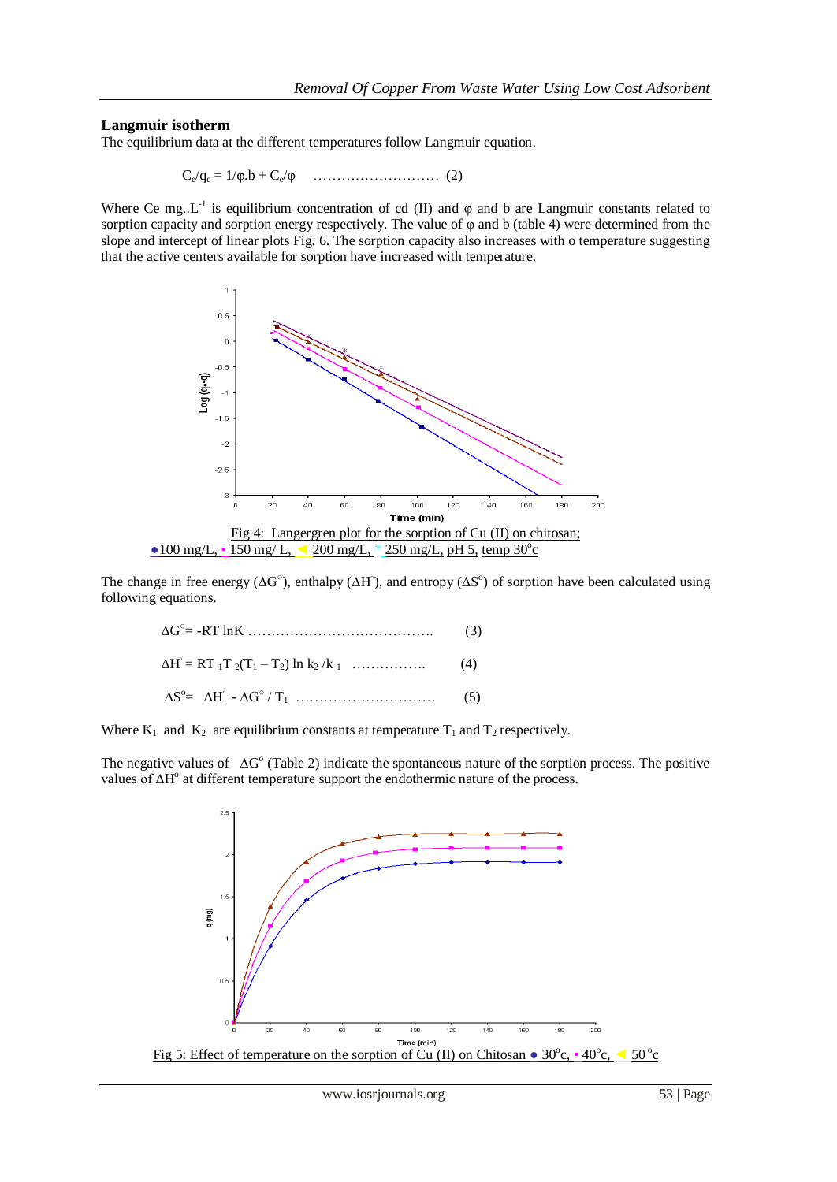## Langmuir isotherm

The equilibrium data at the different temperatures follow Langmuir equation.

$$C_e/q_e = 1/\varphi.b + C_e/\varphi \quad \ldots\ldots\ldots\ldots\ldots\ldots\ldots\ldots \quad (2)$$

Where Ce mg..$L^{-1}$ is equilibrium concentration of cd (II) and $\varphi$ and b are Langmuir constants related to sorption capacity and sorption energy respectively. The value of $\varphi$ and b (table 4) were determined from the slope and intercept of linear plots Fig. 6. The sorption capacity also increases with o temperature suggesting that the active centers available for sorption have increased with temperature.

Fig 4: Langergren plot for the sorption of Cu (II) on chitosan; ●100 mg/L, ▪ 150 mg/ L, ◄ 200 mg/L, * 250 mg/L, pH 5, temp 30°c

The change in free energy ($\Delta G^\circ$), enthalpy ($\Delta H^\circ$), and entropy ($\Delta S^o$) of sorption have been calculated using following equations.

$$\Delta G^\circ = -RT \ln K \quad \ldots\ldots\ldots\ldots\ldots\ldots\ldots\ldots\ldots\ldots\ldots \quad (3)$$

$$\Delta H^\circ = RT_1T_2(T_1 - T_2) \ln k_2/k_1 \quad \ldots\ldots\ldots\ldots\ldots \quad (4)$$

$$\Delta S^o = \Delta H^\circ - \Delta G^\circ / T_1 \quad \ldots\ldots\ldots\ldots\ldots\ldots\ldots\ldots\ldots \quad (5)$$

Where $K_1$ and $K_2$ are equilibrium constants at temperature $T_1$ and $T_2$ respectively.

The negative values of $\Delta G^o$ (Table 2) indicate the spontaneous nature of the sorption process. The positive values of $\Delta H^o$ at different temperature support the endothermic nature of the process.

Fig 5: Effect of temperature on the sorption of Cu (II) on Chitosan ● 30°c, ▪ 40°c, ◄ 50°c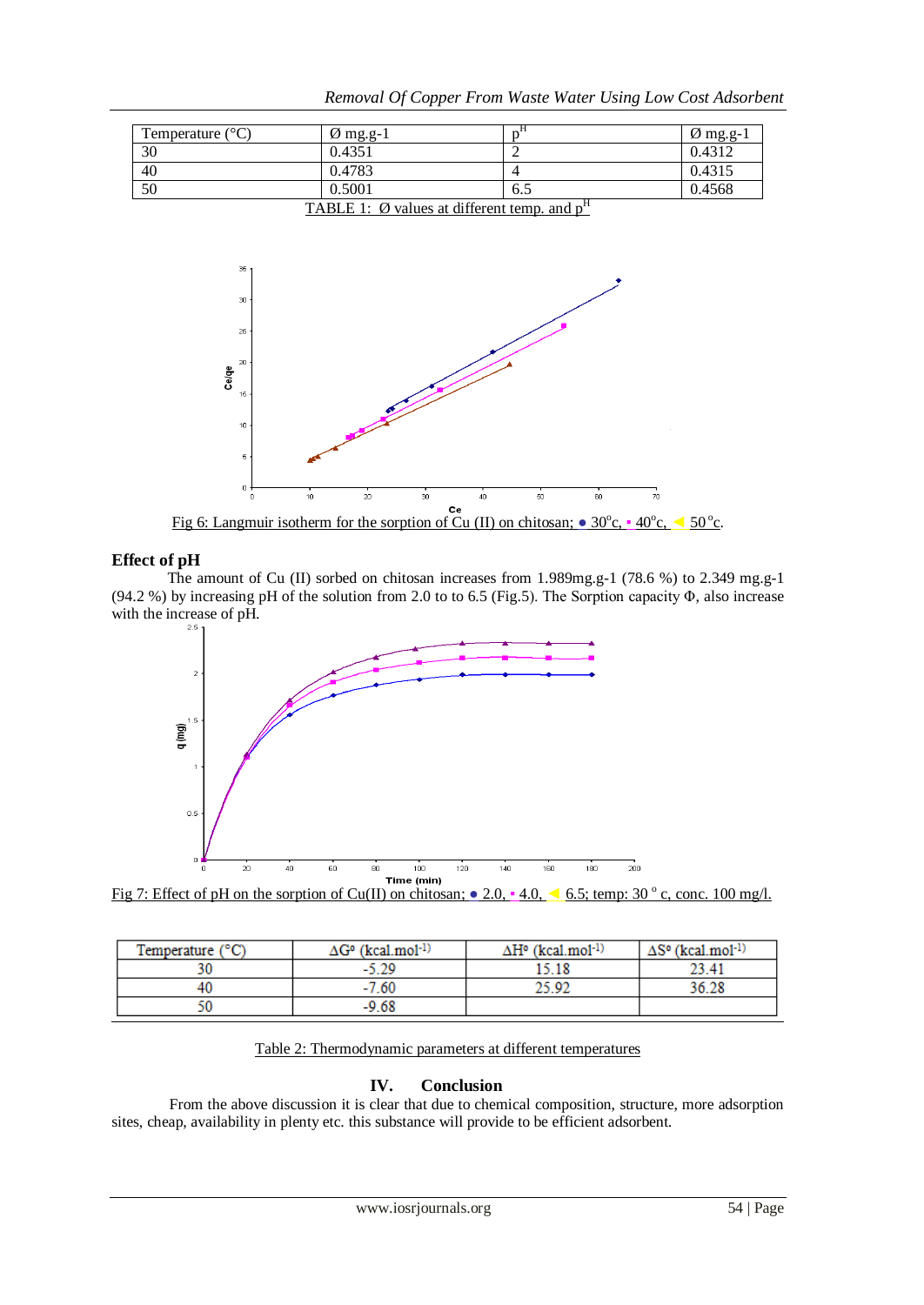| Temperature (°C) | Ø mg.g-1 | pH | Ø mg.g-1 |
|---|---|---|---|
| 30 | 0.4351 | 2 | 0.4312 |
| 40 | 0.4783 | 4 | 0.4315 |
| 50 | 0.5001 | 6.5 | 0.4568 |

TABLE 1: Ø values at different temp. and pH

Fig 6: Langmuir isotherm for the sorption of Cu (II) on chitosan; ● 30°c, ▪ 40°c, ◀ 50°c.

## Effect of pH

The amount of Cu (II) sorbed on chitosan increases from 1.989mg.g-1 (78.6 %) to 2.349 mg.g-1 (94.2 %) by increasing pH of the solution from 2.0 to to 6.5 (Fig.5). The Sorption capacity Φ, also increase with the increase of pH.

Fig 7: Effect of pH on the sorption of Cu(II) on chitosan; ● 2.0, ▪ 4.0, ◀ 6.5; temp: 30 ° c, conc. 100 mg/l.

| Temperature (°C) | ΔG° (kcal.mol-1) | ΔH° (kcal.mol-1) | ΔS° (kcal.mol-1) |
|---|---|---|---|
| 30 | -5.29 | 15.18 | 23.41 |
| 40 | -7.60 | 25.92 | 36.28 |
| 50 | -9.68 | | |

Table 2: Thermodynamic parameters at different temperatures

## IV. Conclusion

From the above discussion it is clear that due to chemical composition, structure, more adsorption sites, cheap, availability in plenty etc. this substance will provide to be efficient adsorbent.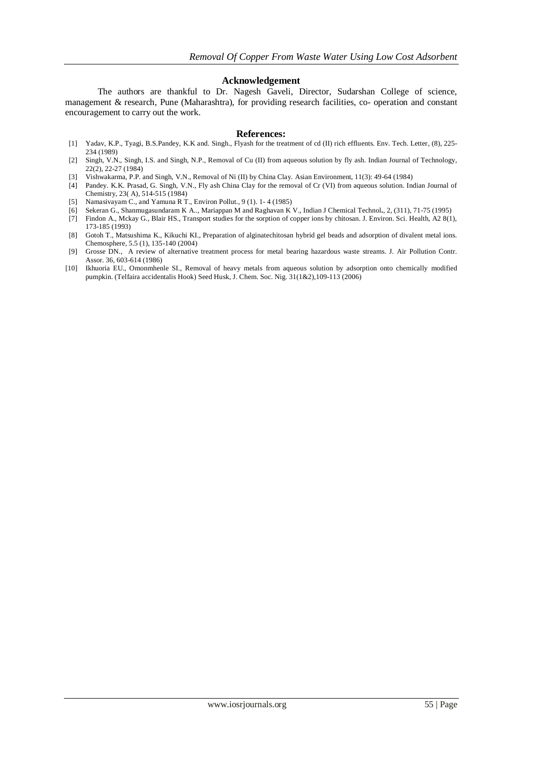## Acknowledgement

The authors are thankful to Dr. Nagesh Gaveli, Director, Sudarshan College of science, management & research, Pune (Maharashtra), for providing research facilities, co- operation and constant encouragement to carry out the work.

## References:

[1] Yadav, K.P., Tyagi, B.S.Pandey, K.K and. Singh., Flyash for the treatment of cd (II) rich effluents. Env. Tech. Letter, (8), 225-234 (1989)

[2] Singh, V.N., Singh, I.S. and Singh, N.P., Removal of Cu (II) from aqueous solution by fly ash. Indian Journal of Technology, 22(2), 22-27 (1984)

[3] Vishwakarma, P.P. and Singh, V.N., Removal of Ni (II) by China Clay. Asian Environment, 11(3): 49-64 (1984)

[4] Pandey. K.K. Prasad, G. Singh, V.N., Fly ash China Clay for the removal of Cr (VI) from aqueous solution. Indian Journal of Chemistry, 23( A), 514-515 (1984)

[5] Namasivayam C., and Yamuna R T., Environ Pollut., 9 (1). 1- 4 (1985)

[6] Sekeran G., Shanmugasundaram K A.., Mariappan M and Raghavan K V., Indian J Chemical Technol**.**, 2, (311), 71-75 (1995)

[7] Findon A., Mckay G., Blair HS., Transport studies for the sorption of copper ions by chitosan. J. Environ. Sci. Health, A2 8(1), 173-185 (1993)

[8] Gotoh T., Matsushima K., Kikuchi KI., Preparation of alginatechitosan hybrid gel beads and adsorption of divalent metal ions. Chemosphere, 5.5 (1), 135-140 (2004)

[9] Grosse DN., A review of alternative treatment process for metal bearing hazardous waste streams. J. Air Pollution Contr. Assor. 36, 603-614 (1986)

[10] Ikhuoria EU., Omonmhenle SI., Removal of heavy metals from aqueous solution by adsorption onto chemically modified pumpkin. (Telfaira accidentalis Hook) Seed Husk, J. Chem. Soc. Nig. 31(1&2),109-113 (2006)